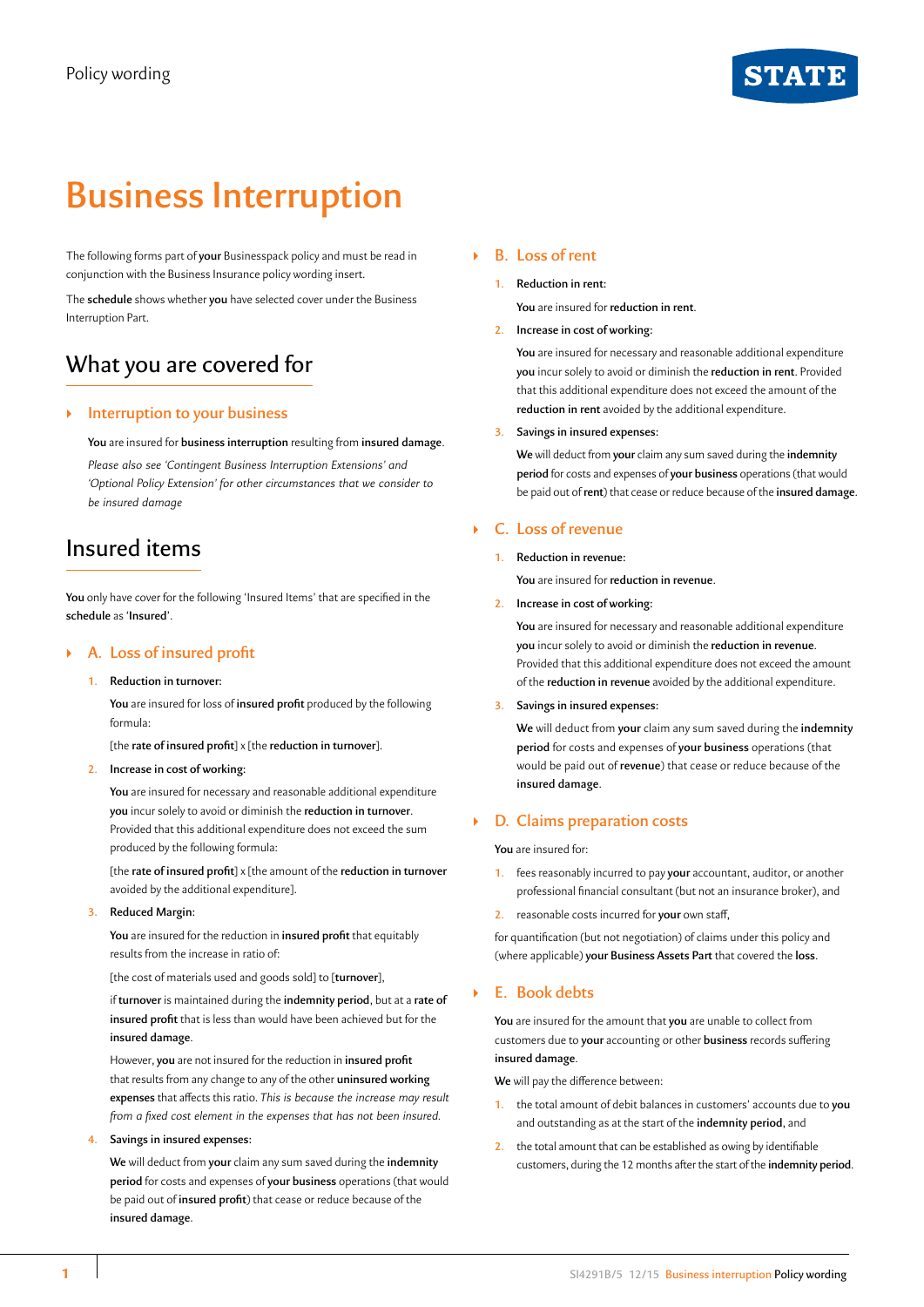Policy wording

# Business Interruption

The following forms part of **your** Businesspack policy and must be read in conjunction with the Business Insurance policy wording insert.

The **schedule** shows whether **you** have selected cover under the Business Interruption Part.

## What you are covered for

### Interruption to your business

**You** are insured for **business interruption** resulting from **insured damage**.

*Please also see 'Contingent Business Interruption Extensions' and 'Optional Policy Extension' for other circumstances that we consider to be insured damage*

## Insured items

**You** only have cover for the following 'Insured Items' that are specified in the **schedule** as '**Insured**'.

### A. Loss of insured profit

1. **Reduction in turnover:**

   **You** are insured for loss of **insured profit** produced by the following formula:

   [the **rate of insured profit**] x [the **reduction in turnover**].

2. **Increase in cost of working:**

   **You** are insured for necessary and reasonable additional expenditure **you** incur solely to avoid or diminish the **reduction in turnover**. Provided that this additional expenditure does not exceed the sum produced by the following formula:

   [the **rate of insured profit**] x [the amount of the **reduction in turnover** avoided by the additional expenditure].

3. **Reduced Margin:**

   **You** are insured for the reduction in **insured profit** that equitably results from the increase in ratio of:

   [the cost of materials used and goods sold] to [**turnover**],

   if **turnover** is maintained during the **indemnity period**, but at a **rate of insured profit** that is less than would have been achieved but for the **insured damage**.

   However, **you** are not insured for the reduction in **insured profit** that results from any change to any of the other **uninsured working expenses** that affects this ratio. *This is because the increase may result from a fixed cost element in the expenses that has not been insured.*

4. **Savings in insured expenses:**

   **We** will deduct from **your** claim any sum saved during the **indemnity period** for costs and expenses of **your business** operations (that would be paid out of **insured profit**) that cease or reduce because of the **insured damage**.

### B. Loss of rent

1. **Reduction in rent:**

   **You** are insured for **reduction in rent**.

2. **Increase in cost of working:**

   **You** are insured for necessary and reasonable additional expenditure **you** incur solely to avoid or diminish the **reduction in rent**. Provided that this additional expenditure does not exceed the amount of the **reduction in rent** avoided by the additional expenditure.

3. **Savings in insured expenses:**

   **We** will deduct from **your** claim any sum saved during the **indemnity period** for costs and expenses of **your business** operations (that would be paid out of **rent**) that cease or reduce because of the **insured damage**.

### C. Loss of revenue

1. **Reduction in revenue:**

   **You** are insured for **reduction in revenue**.

2. **Increase in cost of working:**

   **You** are insured for necessary and reasonable additional expenditure **you** incur solely to avoid or diminish the **reduction in revenue**. Provided that this additional expenditure does not exceed the amount of the **reduction in revenue** avoided by the additional expenditure.

3. **Savings in insured expenses:**

   **We** will deduct from **your** claim any sum saved during the **indemnity period** for costs and expenses of **your business** operations (that would be paid out of **revenue**) that cease or reduce because of the **insured damage**.

### D. Claims preparation costs

**You** are insured for:

1. fees reasonably incurred to pay **your** accountant, auditor, or another professional financial consultant (but not an insurance broker), and
2. reasonable costs incurred for **your** own staff,

for quantification (but not negotiation) of claims under this policy and (where applicable) **your Business Assets Part** that covered the **loss**.

### E. Book debts

**You** are insured for the amount that **you** are unable to collect from customers due to **your** accounting or other **business** records suffering **insured damage**.

**We** will pay the difference between:

1. the total amount of debit balances in customers' accounts due to **you** and outstanding as at the start of the **indemnity period**, and
2. the total amount that can be established as owing by identifiable customers, during the 12 months after the start of the **indemnity period**.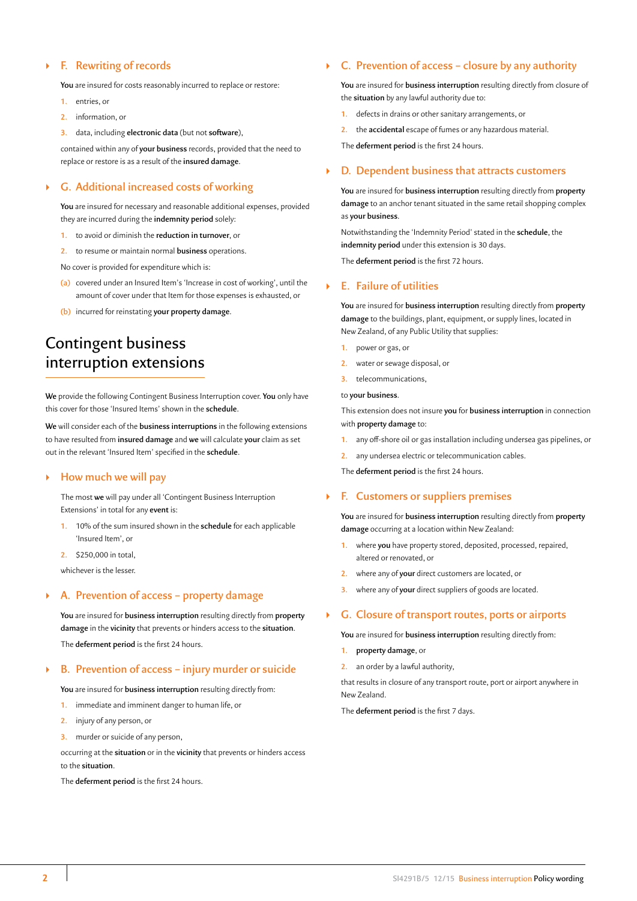### F. Rewriting of records

**You** are insured for costs reasonably incurred to replace or restore:

1. entries, or
2. information, or
3. data, including **electronic data** (but not **software**),

contained within any of **your business** records, provided that the need to replace or restore is as a result of the **insured damage**.

### G. Additional increased costs of working

**You** are insured for necessary and reasonable additional expenses, provided they are incurred during the **indemnity period** solely:

1. to avoid or diminish the **reduction in turnover**, or
2. to resume or maintain normal **business** operations.

No cover is provided for expenditure which is:

(a) covered under an Insured Item's 'Increase in cost of working', until the amount of cover under that Item for those expenses is exhausted, or

(b) incurred for reinstating **your property damage**.

## Contingent business interruption extensions

**We** provide the following Contingent Business Interruption cover. **You** only have this cover for those 'Insured Items' shown in the **schedule**.

**We** will consider each of the **business interruptions** in the following extensions to have resulted from **insured damage** and **we** will calculate **your** claim as set out in the relevant 'Insured Item' specified in the **schedule**.

### How much we will pay

The most **we** will pay under all 'Contingent Business Interruption Extensions' in total for any **event** is:

1. 10% of the sum insured shown in the **schedule** for each applicable 'Insured Item', or
2. $250,000 in total,

whichever is the lesser.

### A. Prevention of access – property damage

**You** are insured for **business interruption** resulting directly from **property damage** in the **vicinity** that prevents or hinders access to the **situation**.

The **deferment period** is the first 24 hours.

### B. Prevention of access – injury murder or suicide

**You** are insured for **business interruption** resulting directly from:

1. immediate and imminent danger to human life, or
2. injury of any person, or
3. murder or suicide of any person,

occurring at the **situation** or in the **vicinity** that prevents or hinders access to the **situation**.

The **deferment period** is the first 24 hours.

### C. Prevention of access – closure by any authority

**You** are insured for **business interruption** resulting directly from closure of the **situation** by any lawful authority due to:

1. defects in drains or other sanitary arrangements, or
2. the **accidental** escape of fumes or any hazardous material.

The **deferment period** is the first 24 hours.

### D. Dependent business that attracts customers

**You** are insured for **business interruption** resulting directly from **property damage** to an anchor tenant situated in the same retail shopping complex as **your business**.

Notwithstanding the 'Indemnity Period' stated in the **schedule**, the **indemnity period** under this extension is 30 days.

The **deferment period** is the first 72 hours.

### E. Failure of utilities

**You** are insured for **business interruption** resulting directly from **property damage** to the buildings, plant, equipment, or supply lines, located in New Zealand, of any Public Utility that supplies:

1. power or gas, or
2. water or sewage disposal, or
3. telecommunications,

to **your business**.

This extension does not insure **you** for **business interruption** in connection with **property damage** to:

1. any off-shore oil or gas installation including undersea gas pipelines, or
2. any undersea electric or telecommunication cables.

The **deferment period** is the first 24 hours.

### F. Customers or suppliers premises

**You** are insured for **business interruption** resulting directly from **property damage** occurring at a location within New Zealand:

1. where **you** have property stored, deposited, processed, repaired, altered or renovated, or
2. where any of **your** direct customers are located, or
3. where any of **your** direct suppliers of goods are located.

### G. Closure of transport routes, ports or airports

**You** are insured for **business interruption** resulting directly from:

1. **property damage**, or
2. an order by a lawful authority,

that results in closure of any transport route, port or airport anywhere in New Zealand.

The **deferment period** is the first 7 days.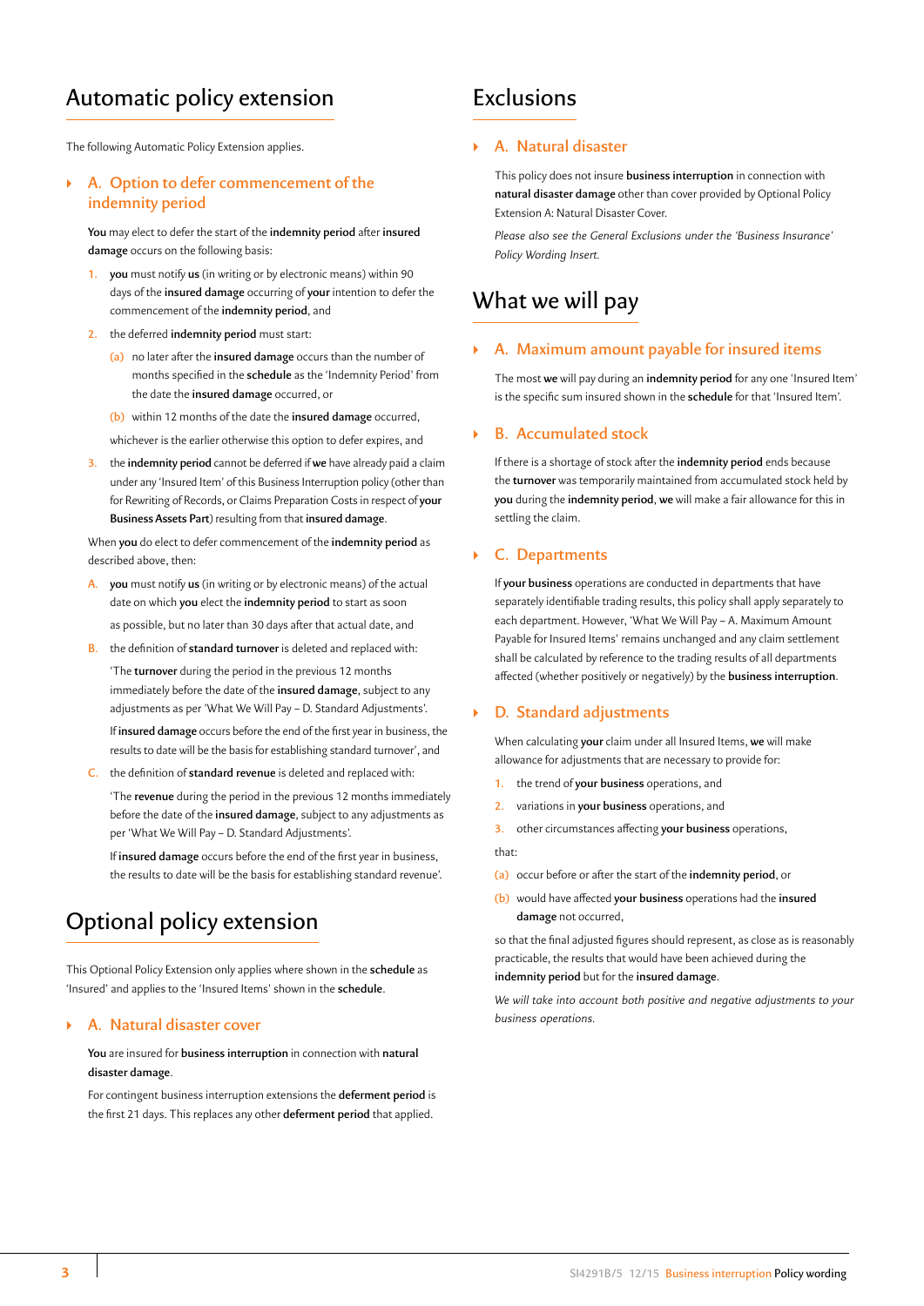## Automatic policy extension

The following Automatic Policy Extension applies.

### A. Option to defer commencement of the indemnity period

**You** may elect to defer the start of the **indemnity period** after **insured damage** occurs on the following basis:

1. **you** must notify **us** (in writing or by electronic means) within 90 days of the **insured damage** occurring of **your** intention to defer the commencement of the **indemnity period**, and
2. the deferred **indemnity period** must start:
   - (a) no later after the **insured damage** occurs than the number of months specified in the **schedule** as the 'Indemnity Period' from the date the **insured damage** occurred, or
   - (b) within 12 months of the date the **insured damage** occurred,

   whichever is the earlier otherwise this option to defer expires, and
3. the **indemnity period** cannot be deferred if **we** have already paid a claim under any 'Insured Item' of this Business Interruption policy (other than for Rewriting of Records, or Claims Preparation Costs in respect of **your Business Assets Part**) resulting from that **insured damage**.

When **you** do elect to defer commencement of the **indemnity period** as described above, then:

A. **you** must notify **us** (in writing or by electronic means) of the actual date on which **you** elect the **indemnity period** to start as soon as possible, but no later than 30 days after that actual date, and

B. the definition of **standard turnover** is deleted and replaced with:

'The **turnover** during the period in the previous 12 months immediately before the date of the **insured damage**, subject to any adjustments as per 'What We Will Pay – D. Standard Adjustments'.

If **insured damage** occurs before the end of the first year in business, the results to date will be the basis for establishing standard turnover', and

C. the definition of **standard revenue** is deleted and replaced with:

'The **revenue** during the period in the previous 12 months immediately before the date of the **insured damage**, subject to any adjustments as per 'What We Will Pay – D. Standard Adjustments'.

If **insured damage** occurs before the end of the first year in business, the results to date will be the basis for establishing standard revenue'.

## Optional policy extension

This Optional Policy Extension only applies where shown in the **schedule** as 'Insured' and applies to the 'Insured Items' shown in the **schedule**.

### A. Natural disaster cover

**You** are insured for **business interruption** in connection with **natural disaster damage**.

For contingent business interruption extensions the **deferment period** is the first 21 days. This replaces any other **deferment period** that applied.

## Exclusions

### A. Natural disaster

This policy does not insure **business interruption** in connection with **natural disaster damage** other than cover provided by Optional Policy Extension A: Natural Disaster Cover.

*Please also see the General Exclusions under the 'Business Insurance' Policy Wording Insert.*

## What we will pay

### A. Maximum amount payable for insured items

The most **we** will pay during an **indemnity period** for any one 'Insured Item' is the specific sum insured shown in the **schedule** for that 'Insured Item'.

### B. Accumulated stock

If there is a shortage of stock after the **indemnity period** ends because the **turnover** was temporarily maintained from accumulated stock held by **you** during the **indemnity period**, **we** will make a fair allowance for this in settling the claim.

### C. Departments

If **your business** operations are conducted in departments that have separately identifiable trading results, this policy shall apply separately to each department. However, 'What We Will Pay – A. Maximum Amount Payable for Insured Items' remains unchanged and any claim settlement shall be calculated by reference to the trading results of all departments affected (whether positively or negatively) by the **business interruption**.

### D. Standard adjustments

When calculating **your** claim under all Insured Items, **we** will make allowance for adjustments that are necessary to provide for:

1. the trend of **your business** operations, and
2. variations in **your business** operations, and
3. other circumstances affecting **your business** operations,

that:

- (a) occur before or after the start of the **indemnity period**, or
- (b) would have affected **your business** operations had the **insured damage** not occurred,

so that the final adjusted figures should represent, as close as is reasonably practicable, the results that would have been achieved during the **indemnity period** but for the **insured damage**.

*We will take into account both positive and negative adjustments to your business operations.*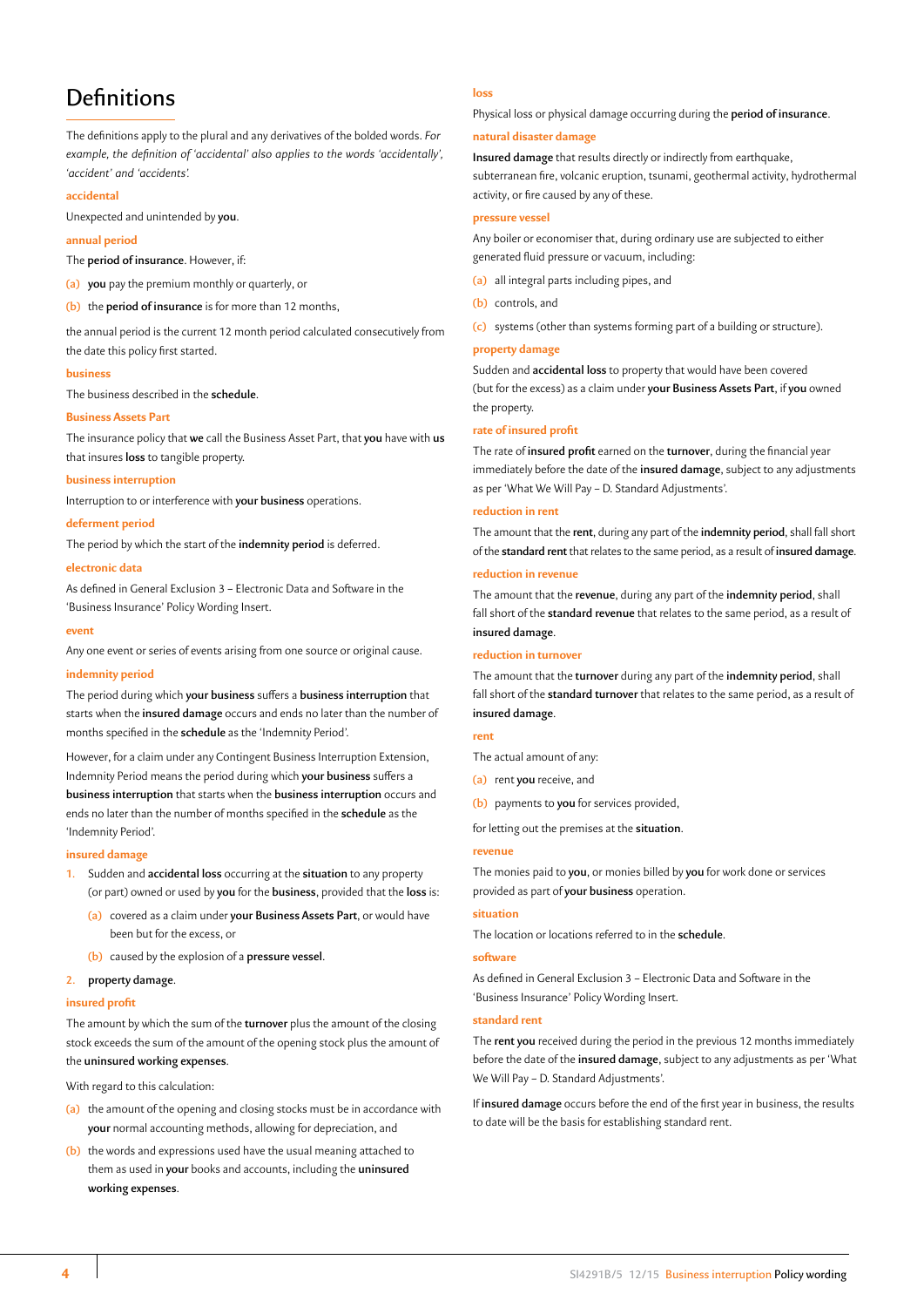# Definitions

The definitions apply to the plural and any derivatives of the bolded words. *For example, the definition of 'accidental' also applies to the words 'accidentally', 'accident' and 'accidents'.*

### accidental

Unexpected and unintended by **you**.

### annual period

The **period of insurance**. However, if:

(a) **you** pay the premium monthly or quarterly, or

(b) the **period of insurance** is for more than 12 months,

the annual period is the current 12 month period calculated consecutively from the date this policy first started.

### business

The business described in the **schedule**.

### Business Assets Part

The insurance policy that **we** call the Business Asset Part, that **you** have with **us** that insures **loss** to tangible property.

### business interruption

Interruption to or interference with **your business** operations.

### deferment period

The period by which the start of the **indemnity period** is deferred.

### electronic data

As defined in General Exclusion 3 – Electronic Data and Software in the 'Business Insurance' Policy Wording Insert.

### event

Any one event or series of events arising from one source or original cause.

### indemnity period

The period during which **your business** suffers a **business interruption** that starts when the **insured damage** occurs and ends no later than the number of months specified in the **schedule** as the 'Indemnity Period'.

However, for a claim under any Contingent Business Interruption Extension, Indemnity Period means the period during which **your business** suffers a **business interruption** that starts when the **business interruption** occurs and ends no later than the number of months specified in the **schedule** as the 'Indemnity Period'.

### insured damage

1. Sudden and **accidental loss** occurring at the **situation** to any property (or part) owned or used by **you** for the **business**, provided that the **loss** is:
   (a) covered as a claim under **your Business Assets Part**, or would have been but for the excess, or
   (b) caused by the explosion of a **pressure vessel**.
2. **property damage**.

### insured profit

The amount by which the sum of the **turnover** plus the amount of the closing stock exceeds the sum of the amount of the opening stock plus the amount of the **uninsured working expenses**.

With regard to this calculation:

(a) the amount of the opening and closing stocks must be in accordance with **your** normal accounting methods, allowing for depreciation, and

(b) the words and expressions used have the usual meaning attached to them as used in **your** books and accounts, including the **uninsured working expenses**.

### loss

Physical loss or physical damage occurring during the **period of insurance**.

### natural disaster damage

**Insured damage** that results directly or indirectly from earthquake, subterranean fire, volcanic eruption, tsunami, geothermal activity, hydrothermal activity, or fire caused by any of these.

### pressure vessel

Any boiler or economiser that, during ordinary use are subjected to either generated fluid pressure or vacuum, including:

(a) all integral parts including pipes, and

(b) controls, and

(c) systems (other than systems forming part of a building or structure).

### property damage

Sudden and **accidental loss** to property that would have been covered (but for the excess) as a claim under **your Business Assets Part**, if **you** owned the property.

### rate of insured profit

The rate of **insured profit** earned on the **turnover**, during the financial year immediately before the date of the **insured damage**, subject to any adjustments as per 'What We Will Pay – D. Standard Adjustments'.

### reduction in rent

The amount that the **rent**, during any part of the **indemnity period**, shall fall short of the **standard rent** that relates to the same period, as a result of **insured damage**.

### reduction in revenue

The amount that the **revenue**, during any part of the **indemnity period**, shall fall short of the **standard revenue** that relates to the same period, as a result of **insured damage**.

### reduction in turnover

The amount that the **turnover** during any part of the **indemnity period**, shall fall short of the **standard turnover** that relates to the same period, as a result of **insured damage**.

### rent

The actual amount of any:

(a) rent **you** receive, and

(b) payments to **you** for services provided,

for letting out the premises at the **situation**.

### revenue

The monies paid to **you**, or monies billed by **you** for work done or services provided as part of **your business** operation.

### situation

The location or locations referred to in the **schedule**.

### software

As defined in General Exclusion 3 – Electronic Data and Software in the 'Business Insurance' Policy Wording Insert.

### standard rent

The **rent you** received during the period in the previous 12 months immediately before the date of the **insured damage**, subject to any adjustments as per 'What We Will Pay – D. Standard Adjustments'.

If **insured damage** occurs before the end of the first year in business, the results to date will be the basis for establishing standard rent.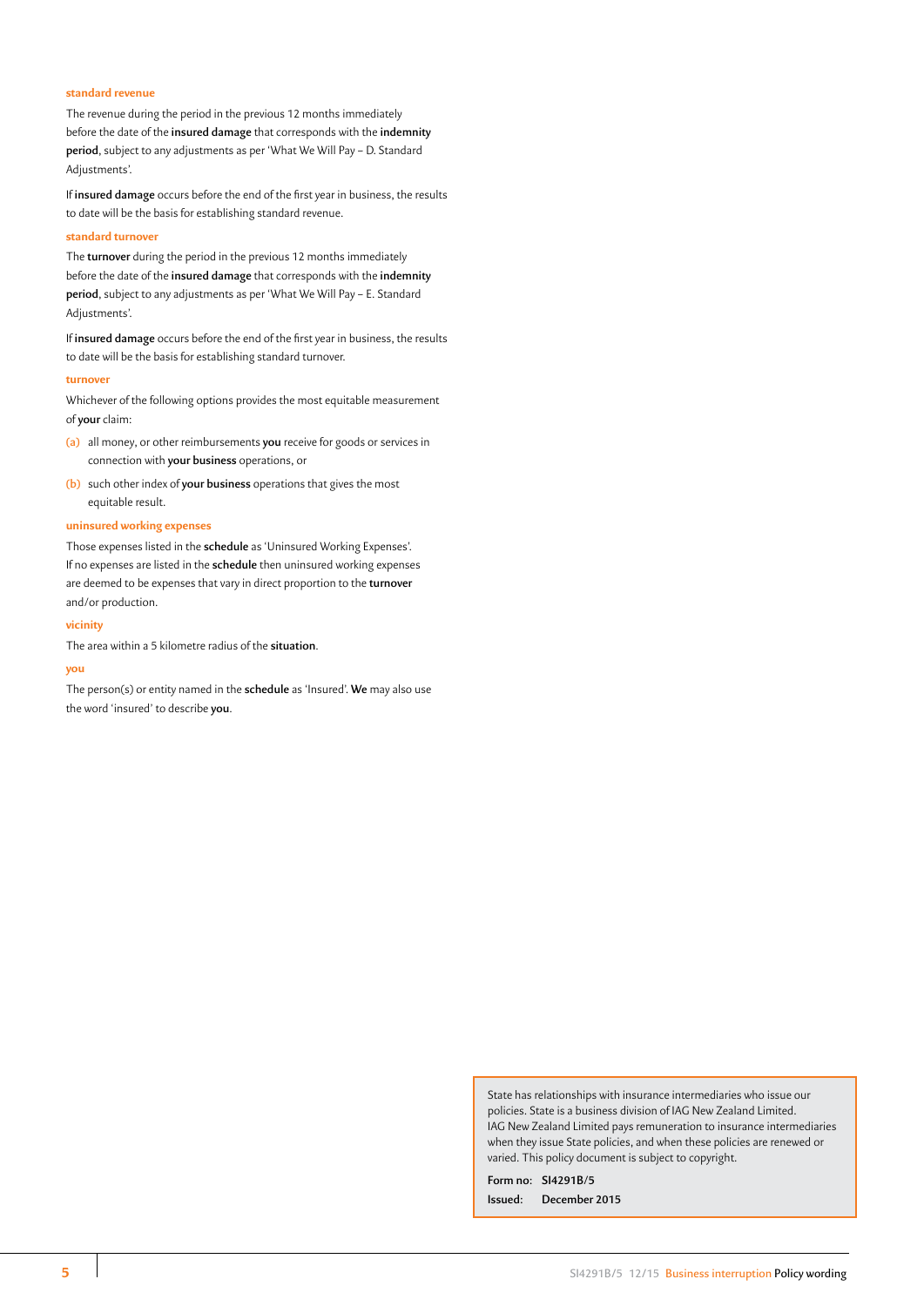### standard revenue

The revenue during the period in the previous 12 months immediately before the date of the **insured damage** that corresponds with the **indemnity period**, subject to any adjustments as per 'What We Will Pay – D. Standard Adjustments'.

If **insured damage** occurs before the end of the first year in business, the results to date will be the basis for establishing standard revenue.

### standard turnover

The **turnover** during the period in the previous 12 months immediately before the date of the **insured damage** that corresponds with the **indemnity period**, subject to any adjustments as per 'What We Will Pay – E. Standard Adjustments'.

If **insured damage** occurs before the end of the first year in business, the results to date will be the basis for establishing standard turnover.

### turnover

Whichever of the following options provides the most equitable measurement of **your** claim:

(a) all money, or other reimbursements **you** receive for goods or services in connection with **your business** operations, or

(b) such other index of **your business** operations that gives the most equitable result.

### uninsured working expenses

Those expenses listed in the **schedule** as 'Uninsured Working Expenses'. If no expenses are listed in the **schedule** then uninsured working expenses are deemed to be expenses that vary in direct proportion to the **turnover** and/or production.

### vicinity

The area within a 5 kilometre radius of the **situation**.

### you

The person(s) or entity named in the **schedule** as 'Insured'. **We** may also use the word 'insured' to describe **you**.

State has relationships with insurance intermediaries who issue our policies. State is a business division of IAG New Zealand Limited. IAG New Zealand Limited pays remuneration to insurance intermediaries when they issue State policies, and when these policies are renewed or varied. This policy document is subject to copyright.

**Form no:** **SI4291B/5**

**Issued:** **December 2015**